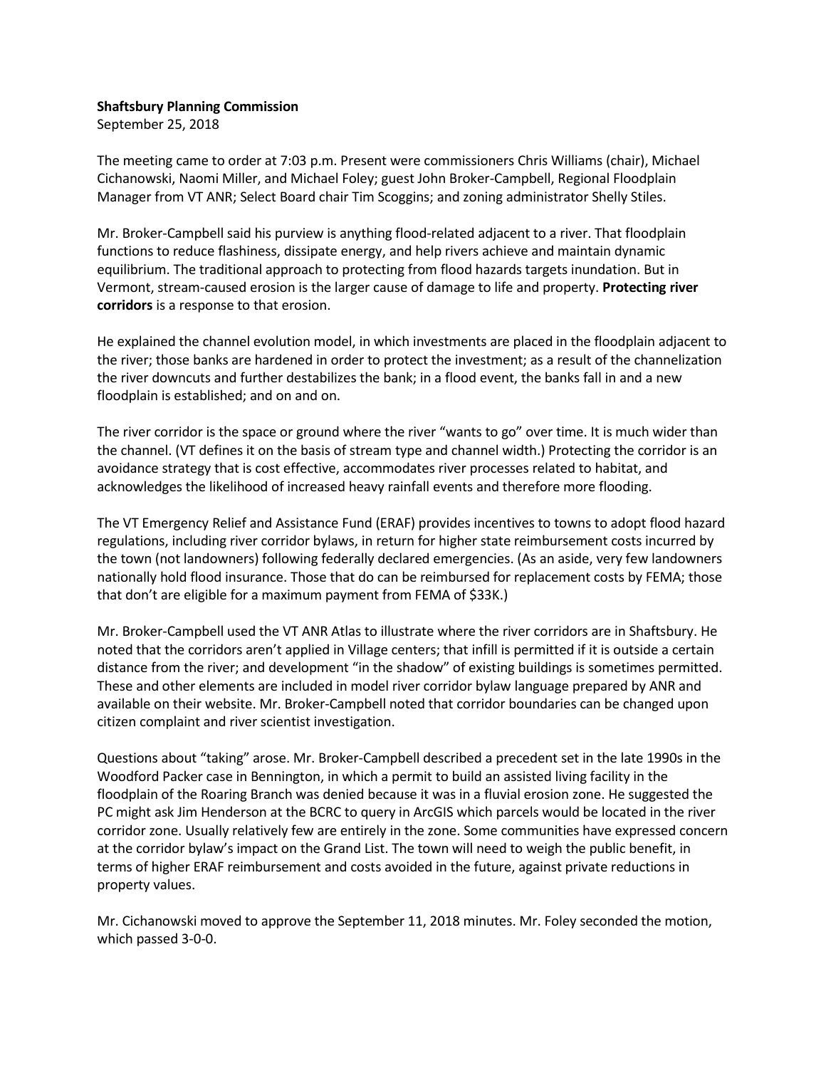**Shaftsbury Planning Commission**
September 25, 2018

The meeting came to order at 7:03 p.m. Present were commissioners Chris Williams (chair), Michael Cichanowski, Naomi Miller, and Michael Foley; guest John Broker-Campbell, Regional Floodplain Manager from VT ANR; Select Board chair Tim Scoggins; and zoning administrator Shelly Stiles.

Mr. Broker-Campbell said his purview is anything flood-related adjacent to a river. That floodplain functions to reduce flashiness, dissipate energy, and help rivers achieve and maintain dynamic equilibrium. The traditional approach to protecting from flood hazards targets inundation. But in Vermont, stream-caused erosion is the larger cause of damage to life and property. **Protecting river corridors** is a response to that erosion.

He explained the channel evolution model, in which investments are placed in the floodplain adjacent to the river; those banks are hardened in order to protect the investment; as a result of the channelization the river downcuts and further destabilizes the bank; in a flood event, the banks fall in and a new floodplain is established; and on and on.

The river corridor is the space or ground where the river "wants to go" over time. It is much wider than the channel. (VT defines it on the basis of stream type and channel width.) Protecting the corridor is an avoidance strategy that is cost effective, accommodates river processes related to habitat, and acknowledges the likelihood of increased heavy rainfall events and therefore more flooding.

The VT Emergency Relief and Assistance Fund (ERAF) provides incentives to towns to adopt flood hazard regulations, including river corridor bylaws, in return for higher state reimbursement costs incurred by the town (not landowners) following federally declared emergencies. (As an aside, very few landowners nationally hold flood insurance. Those that do can be reimbursed for replacement costs by FEMA; those that don't are eligible for a maximum payment from FEMA of $33K.)

Mr. Broker-Campbell used the VT ANR Atlas to illustrate where the river corridors are in Shaftsbury. He noted that the corridors aren't applied in Village centers; that infill is permitted if it is outside a certain distance from the river; and development "in the shadow" of existing buildings is sometimes permitted. These and other elements are included in model river corridor bylaw language prepared by ANR and available on their website. Mr. Broker-Campbell noted that corridor boundaries can be changed upon citizen complaint and river scientist investigation.

Questions about "taking" arose. Mr. Broker-Campbell described a precedent set in the late 1990s in the Woodford Packer case in Bennington, in which a permit to build an assisted living facility in the floodplain of the Roaring Branch was denied because it was in a fluvial erosion zone. He suggested the PC might ask Jim Henderson at the BCRC to query in ArcGIS which parcels would be located in the river corridor zone. Usually relatively few are entirely in the zone. Some communities have expressed concern at the corridor bylaw's impact on the Grand List. The town will need to weigh the public benefit, in terms of higher ERAF reimbursement and costs avoided in the future, against private reductions in property values.

Mr. Cichanowski moved to approve the September 11, 2018 minutes. Mr. Foley seconded the motion, which passed 3-0-0.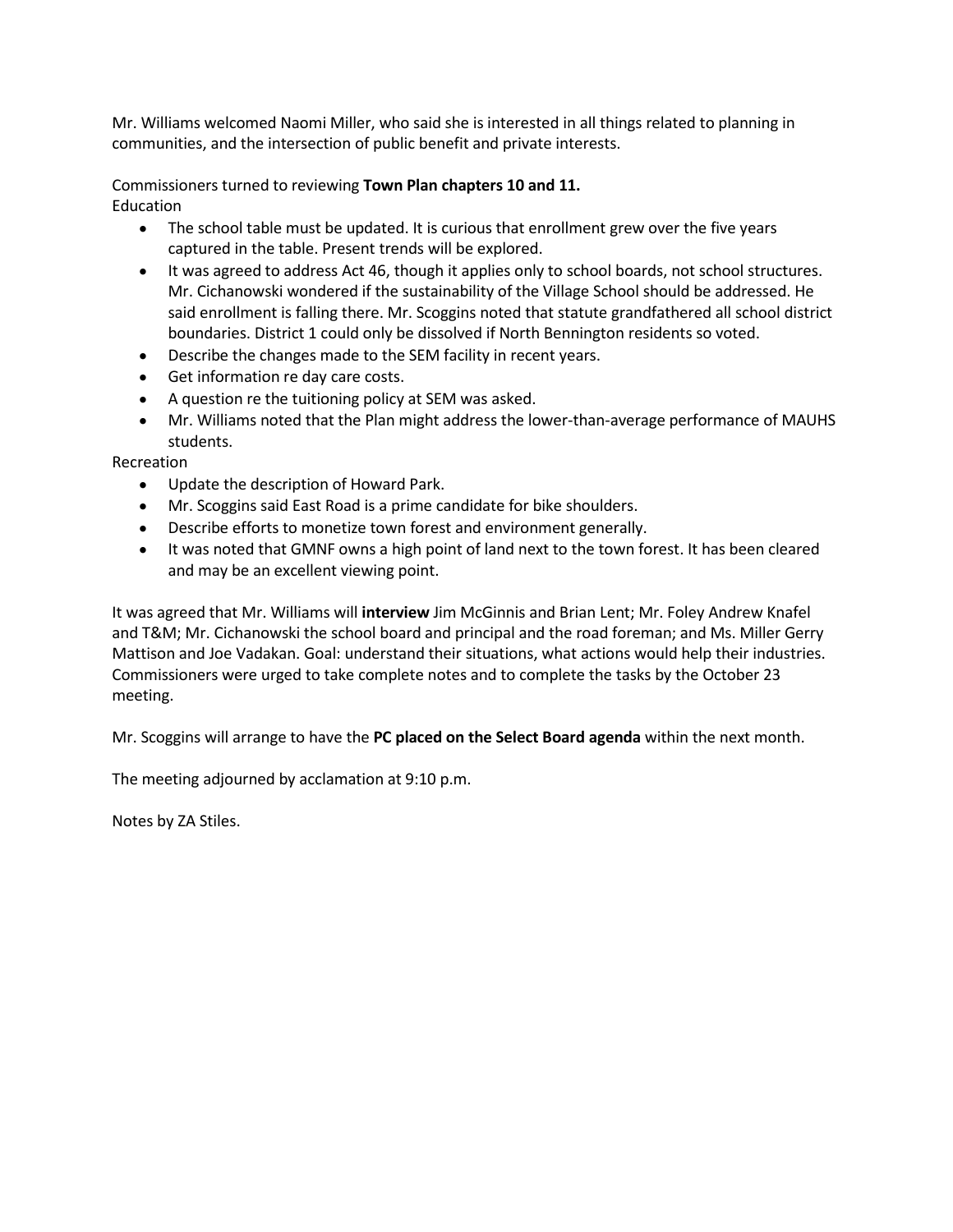Mr. Williams welcomed Naomi Miller, who said she is interested in all things related to planning in communities, and the intersection of public benefit and private interests.

Commissioners turned to reviewing **Town Plan chapters 10 and 11.**
Education

- The school table must be updated. It is curious that enrollment grew over the five years captured in the table. Present trends will be explored.
- It was agreed to address Act 46, though it applies only to school boards, not school structures. Mr. Cichanowski wondered if the sustainability of the Village School should be addressed. He said enrollment is falling there. Mr. Scoggins noted that statute grandfathered all school district boundaries. District 1 could only be dissolved if North Bennington residents so voted.
- Describe the changes made to the SEM facility in recent years.
- Get information re day care costs.
- A question re the tuitioning policy at SEM was asked.
- Mr. Williams noted that the Plan might address the lower-than-average performance of MAUHS students.

Recreation

- Update the description of Howard Park.
- Mr. Scoggins said East Road is a prime candidate for bike shoulders.
- Describe efforts to monetize town forest and environment generally.
- It was noted that GMNF owns a high point of land next to the town forest. It has been cleared and may be an excellent viewing point.

It was agreed that Mr. Williams will **interview** Jim McGinnis and Brian Lent; Mr. Foley Andrew Knafel and T&M; Mr. Cichanowski the school board and principal and the road foreman; and Ms. Miller Gerry Mattison and Joe Vadakan. Goal: understand their situations, what actions would help their industries. Commissioners were urged to take complete notes and to complete the tasks by the October 23 meeting.

Mr. Scoggins will arrange to have the **PC placed on the Select Board agenda** within the next month.

The meeting adjourned by acclamation at 9:10 p.m.

Notes by ZA Stiles.